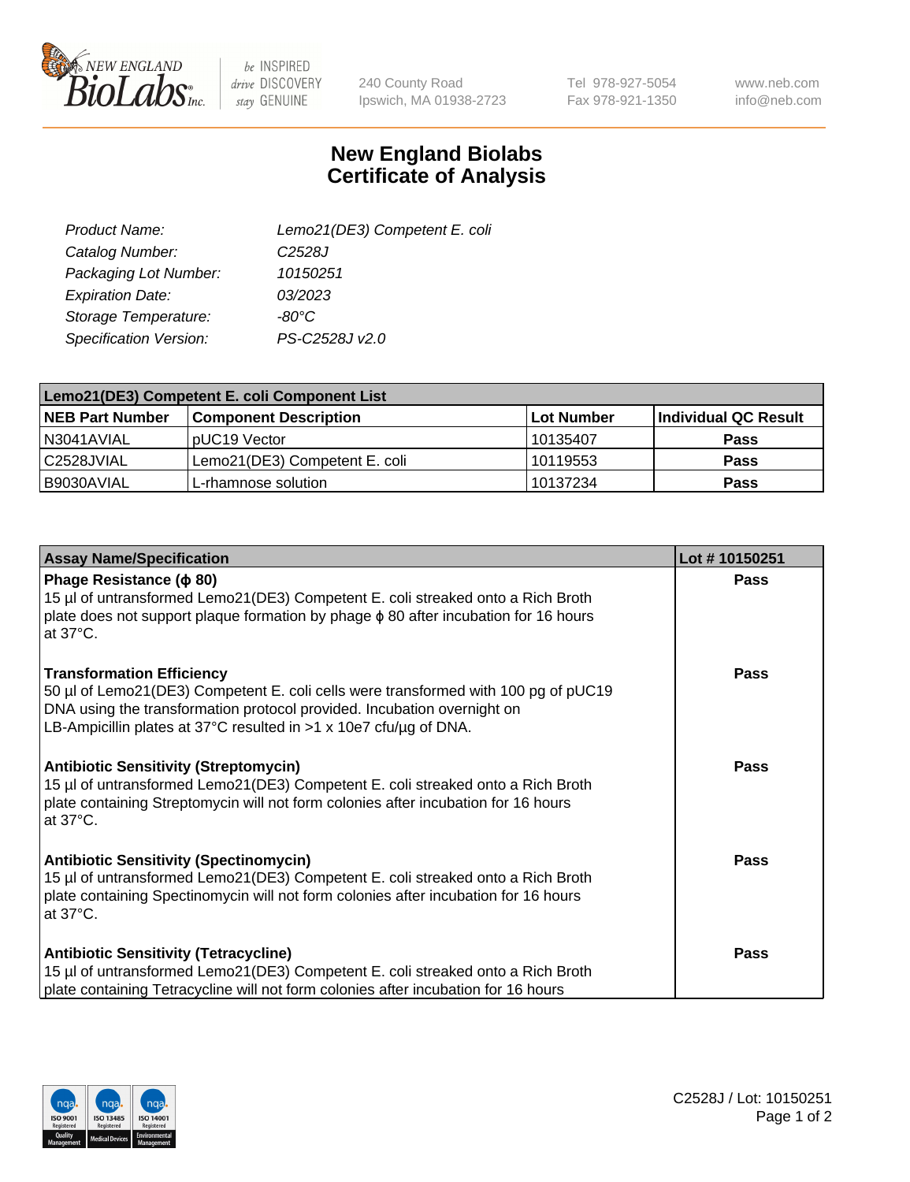New England BioLabs Inc. — be INSPIRED drive DISCOVERY stay GENUINE

240 County Road
Ipswich, MA 01938-2723

Tel 978-927-5054
Fax 978-921-1350

www.neb.com
info@neb.com

# New England Biolabs Certificate of Analysis

| | |
|---|---|
| *Product Name:* | *Lemo21(DE3) Competent E. coli* |
| *Catalog Number:* | *C2528J* |
| *Packaging Lot Number:* | *10150251* |
| *Expiration Date:* | *03/2023* |
| *Storage Temperature:* | *-80°C* |
| *Specification Version:* | *PS-C2528J v2.0* |

| Lemo21(DE3) Competent E. coli Component List | | | |
|---|---|---|---|
| **NEB Part Number** | **Component Description** | **Lot Number** | **Individual QC Result** |
| N3041AVIAL | pUC19 Vector | 10135407 | **Pass** |
| C2528JVIAL | Lemo21(DE3) Competent E. coli | 10119553 | **Pass** |
| B9030AVIAL | L-rhamnose solution | 10137234 | **Pass** |

| Assay Name/Specification | Lot # 10150251 |
|---|---|
| **Phage Resistance (ϕ 80)**<br>15 µl of untransformed Lemo21(DE3) Competent E. coli streaked onto a Rich Broth plate does not support plaque formation by phage ϕ 80 after incubation for 16 hours at 37°C. | **Pass** |
| **Transformation Efficiency**<br>50 µl of Lemo21(DE3) Competent E. coli cells were transformed with 100 pg of pUC19 DNA using the transformation protocol provided. Incubation overnight on LB-Ampicillin plates at 37°C resulted in >1 x 10e7 cfu/µg of DNA. | **Pass** |
| **Antibiotic Sensitivity (Streptomycin)**<br>15 µl of untransformed Lemo21(DE3) Competent E. coli streaked onto a Rich Broth plate containing Streptomycin will not form colonies after incubation for 16 hours at 37°C. | **Pass** |
| **Antibiotic Sensitivity (Spectinomycin)**<br>15 µl of untransformed Lemo21(DE3) Competent E. coli streaked onto a Rich Broth plate containing Spectinomycin will not form colonies after incubation for 16 hours at 37°C. | **Pass** |
| **Antibiotic Sensitivity (Tetracycline)**<br>15 µl of untransformed Lemo21(DE3) Competent E. coli streaked onto a Rich Broth plate containing Tetracycline will not form colonies after incubation for 16 hours | **Pass** |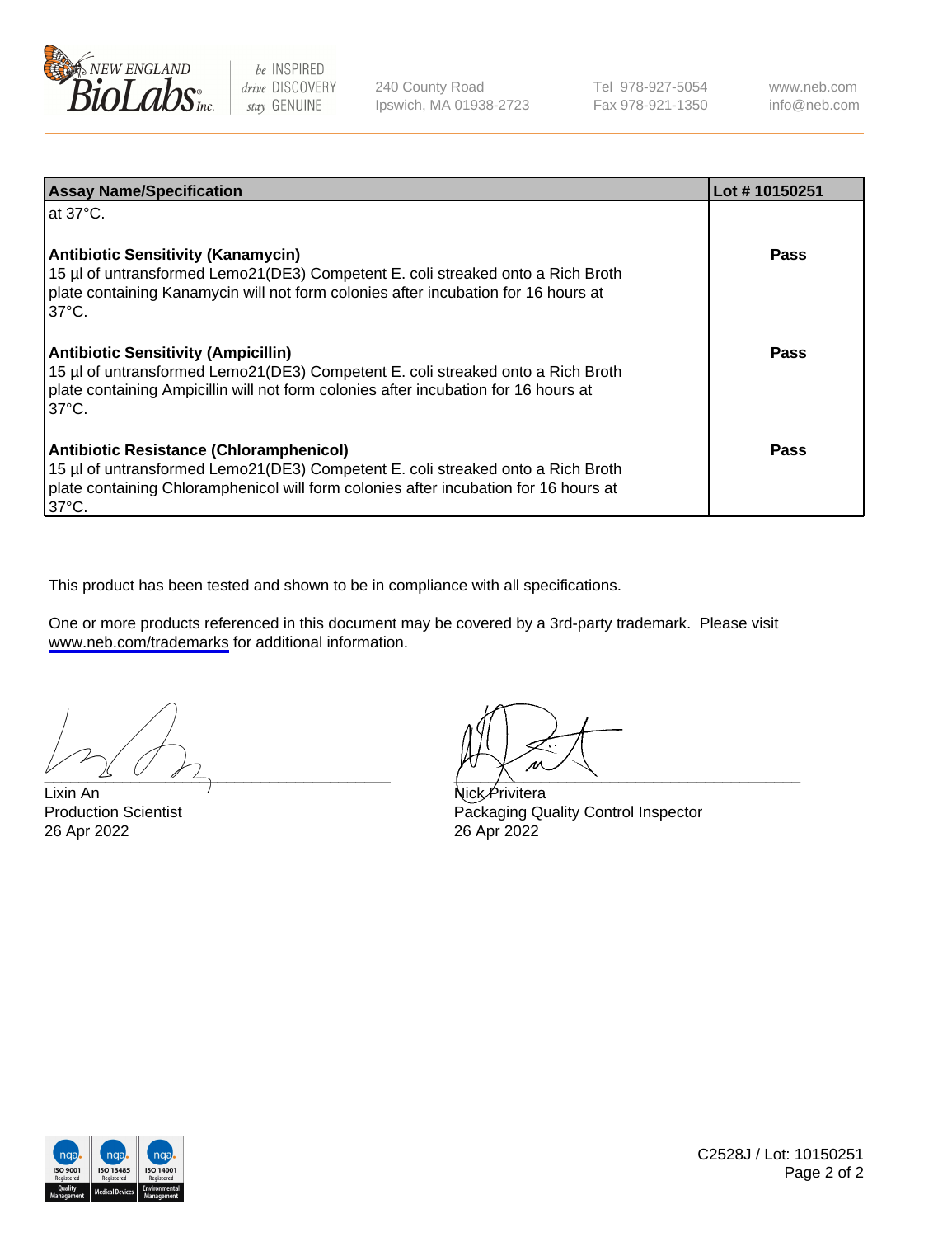| Assay Name/Specification | Lot # 10150251 |
|---|---|
| at 37°C. | |
| **Antibiotic Sensitivity (Kanamycin)**<br>15 µl of untransformed Lemo21(DE3) Competent E. coli streaked onto a Rich Broth plate containing Kanamycin will not form colonies after incubation for 16 hours at 37°C. | **Pass** |
| **Antibiotic Sensitivity (Ampicillin)**<br>15 µl of untransformed Lemo21(DE3) Competent E. coli streaked onto a Rich Broth plate containing Ampicillin will not form colonies after incubation for 16 hours at 37°C. | **Pass** |
| **Antibiotic Resistance (Chloramphenicol)**<br>15 µl of untransformed Lemo21(DE3) Competent E. coli streaked onto a Rich Broth plate containing Chloramphenicol will form colonies after incubation for 16 hours at 37°C. | **Pass** |

This product has been tested and shown to be in compliance with all specifications.

One or more products referenced in this document may be covered by a 3rd-party trademark. Please visit www.neb.com/trademarks for additional information.

Lixin An
Production Scientist
26 Apr 2022

Nick Privitera
Packaging Quality Control Inspector
26 Apr 2022

C2528J / Lot: 10150251